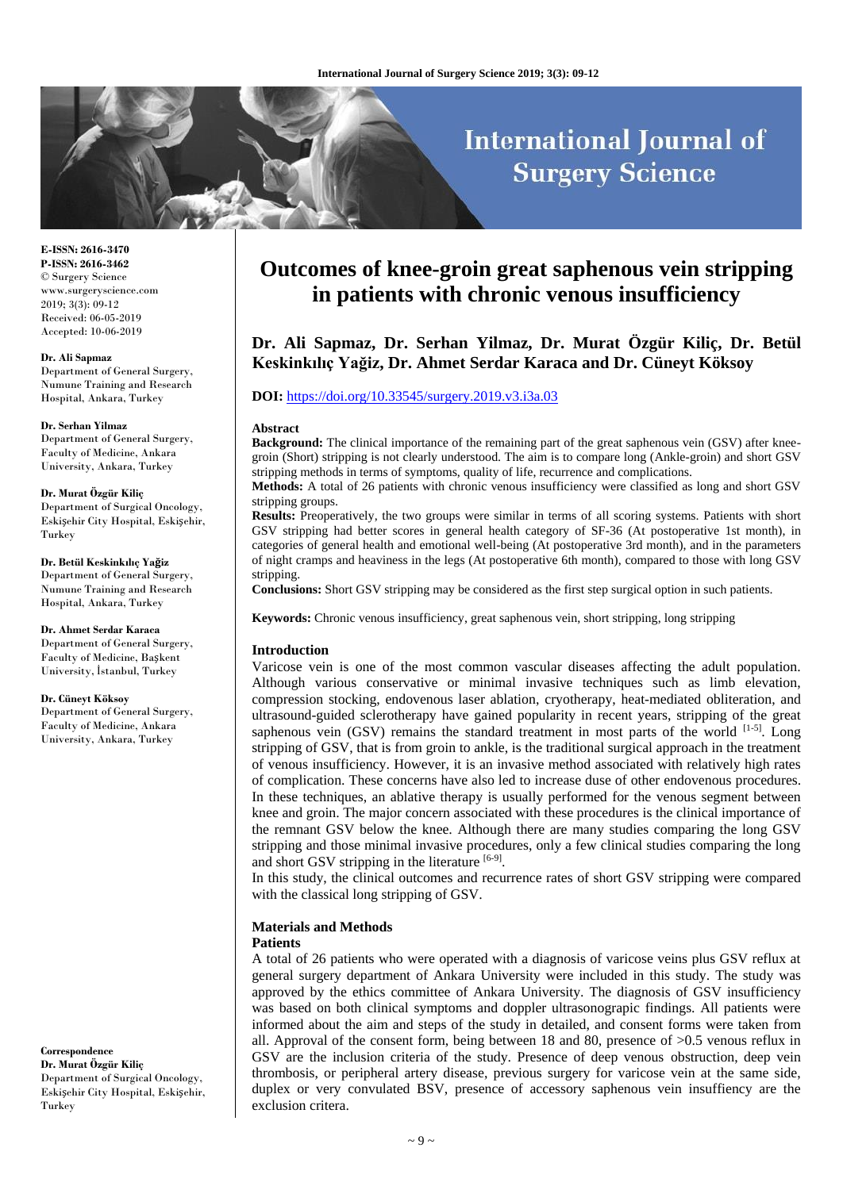E-ISSN: 2616-3470
P-ISSN: 2616-3462
© Surgery Science
www.surgeryscience.com
2019; 3(3): 09-12
Received: 06-05-2019
Accepted: 10-06-2019

**Dr. Ali Sapmaz**
Department of General Surgery, Numune Training and Research Hospital, Ankara, Turkey

**Dr. Serhan Yilmaz**
Department of General Surgery, Faculty of Medicine, Ankara University, Ankara, Turkey

**Dr. Murat Özgür Kiliç**
Department of Surgical Oncology, Eskişehir City Hospital, Eskişehir, Turkey

**Dr. Betül Keskinkılıç Yağiz**
Department of General Surgery, Numune Training and Research Hospital, Ankara, Turkey

**Dr. Ahmet Serdar Karaca**
Department of General Surgery, Faculty of Medicine, Başkent University, İstanbul, Turkey

**Dr. Cüneyt Köksoy**
Department of General Surgery, Faculty of Medicine, Ankara University, Ankara, Turkey

**Correspondence**
**Dr. Murat Özgür Kiliç**
Department of Surgical Oncology, Eskişehir City Hospital, Eskişehir, Turkey

# Outcomes of knee-groin great saphenous vein stripping in patients with chronic venous insufficiency

**Dr. Ali Sapmaz, Dr. Serhan Yilmaz, Dr. Murat Özgür Kiliç, Dr. Betül Keskinkılıç Yağiz, Dr. Ahmet Serdar Karaca and Dr. Cüneyt Köksoy**

**DOI:** https://doi.org/10.33545/surgery.2019.v3.i3a.03

### Abstract

**Background:** The clinical importance of the remaining part of the great saphenous vein (GSV) after knee-groin (Short) stripping is not clearly understood. The aim is to compare long (Ankle-groin) and short GSV stripping methods in terms of symptoms, quality of life, recurrence and complications.

**Methods:** A total of 26 patients with chronic venous insufficiency were classified as long and short GSV stripping groups.

**Results:** Preoperatively, the two groups were similar in terms of all scoring systems. Patients with short GSV stripping had better scores in general health category of SF-36 (At postoperative 1st month), in categories of general health and emotional well-being (At postoperative 3rd month), and in the parameters of night cramps and heaviness in the legs (At postoperative 6th month), compared to those with long GSV stripping.

**Conclusions:** Short GSV stripping may be considered as the first step surgical option in such patients.

**Keywords:** Chronic venous insufficiency, great saphenous vein, short stripping, long stripping

## Introduction

Varicose vein is one of the most common vascular diseases affecting the adult population. Although various conservative or minimal invasive techniques such as limb elevation, compression stocking, endovenous laser ablation, cryotherapy, heat-mediated obliteration, and ultrasound-guided sclerotherapy have gained popularity in recent years, stripping of the great saphenous vein (GSV) remains the standard treatment in most parts of the world [1-5]. Long stripping of GSV, that is from groin to ankle, is the traditional surgical approach in the treatment of venous insufficiency. However, it is an invasive method associated with relatively high rates of complication. These concerns have also led to increase duse of other endovenous procedures. In these techniques, an ablative therapy is usually performed for the venous segment between knee and groin. The major concern associated with these procedures is the clinical importance of the remnant GSV below the knee. Although there are many studies comparing the long GSV stripping and those minimal invasive procedures, only a few clinical studies comparing the long and short GSV stripping in the literature [6-9].

In this study, the clinical outcomes and recurrence rates of short GSV stripping were compared with the classical long stripping of GSV.

## Materials and Methods

### Patients

A total of 26 patients who were operated with a diagnosis of varicose veins plus GSV reflux at general surgery department of Ankara University were included in this study. The study was approved by the ethics committee of Ankara University. The diagnosis of GSV insufficiency was based on both clinical symptoms and doppler ultrasonograpic findings. All patients were informed about the aim and steps of the study in detailed, and consent forms were taken from all. Approval of the consent form, being between 18 and 80, presence of >0.5 venous reflux in GSV are the inclusion criteria of the study. Presence of deep venous obstruction, deep vein thrombosis, or peripheral artery disease, previous surgery for varicose vein at the same side, duplex or very convulated BSV, presence of accessory saphenous vein insufficiency are the exclusion critera.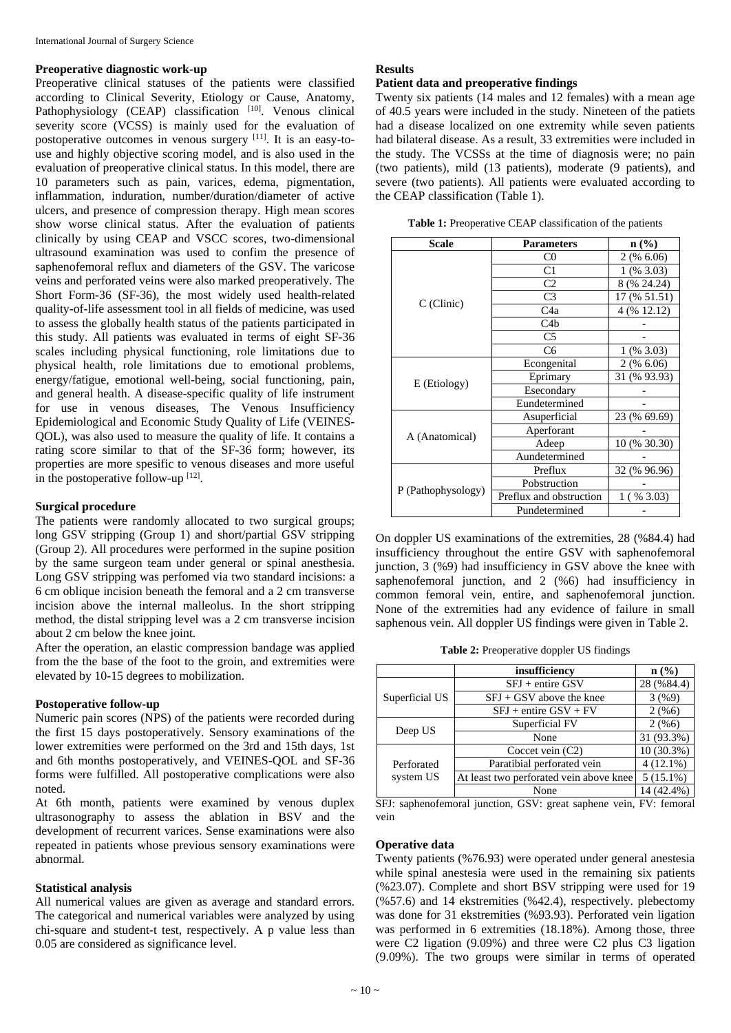### Preoperative diagnostic work-up

Preoperative clinical statuses of the patients were classified according to Clinical Severity, Etiology or Cause, Anatomy, Pathophysiology (CEAP) classification [10]. Venous clinical severity score (VCSS) is mainly used for the evaluation of postoperative outcomes in venous surgery [11]. It is an easy-to-use and highly objective scoring model, and is also used in the evaluation of preoperative clinical status. In this model, there are 10 parameters such as pain, varices, edema, pigmentation, inflammation, induration, number/duration/diameter of active ulcers, and presence of compression therapy. High mean scores show worse clinical status. After the evaluation of patients clinically by using CEAP and VSCC scores, two-dimensional ultrasound examination was used to confim the presence of saphenofemoral reflux and diameters of the GSV. The varicose veins and perforated veins were also marked preoperatively. The Short Form-36 (SF-36), the most widely used health-related quality-of-life assessment tool in all fields of medicine, was used to assess the globally health status of the patients participated in this study. All patients was evaluated in terms of eight SF-36 scales including physical functioning, role limitations due to physical health, role limitations due to emotional problems, energy/fatigue, emotional well-being, social functioning, pain, and general health. A disease-specific quality of life instrument for use in venous diseases, The Venous Insufficiency Epidemiological and Economic Study Quality of Life (VEINES-QOL), was also used to measure the quality of life. It contains a rating score similar to that of the SF-36 form; however, its properties are more spesific to venous diseases and more useful in the postoperative follow-up [12].

### Surgical procedure

The patients were randomly allocated to two surgical groups; long GSV stripping (Group 1) and short/partial GSV stripping (Group 2). All procedures were performed in the supine position by the same surgeon team under general or spinal anesthesia. Long GSV stripping was perfomed via two standard incisions: a 6 cm oblique incision beneath the femoral and a 2 cm transverse incision above the internal malleolus. In the short stripping method, the distal stripping level was a 2 cm transverse incision about 2 cm below the knee joint.

After the operation, an elastic compression bandage was applied from the the base of the foot to the groin, and extremities were elevated by 10-15 degrees to mobilization.

### Postoperative follow-up

Numeric pain scores (NPS) of the patients were recorded during the first 15 days postoperatively. Sensory examinations of the lower extremities were performed on the 3rd and 15th days, 1st and 6th months postoperatively, and VEINES-QOL and SF-36 forms were fulfilled. All postoperative complications were also noted.

At 6th month, patients were examined by venous duplex ultrasonography to assess the ablation in BSV and the development of recurrent varices. Sense examinations were also repeated in patients whose previous sensory examinations were abnormal.

### Statistical analysis

All numerical values are given as average and standard errors. The categorical and numerical variables were analyzed by using chi-square and student-t test, respectively. A p value less than 0.05 are considered as significance level.

## Results

### Patient data and preoperative findings

Twenty six patients (14 males and 12 females) with a mean age of 40.5 years were included in the study. Nineteen of the patiets had a disease localized on one extremity while seven patients had bilateral disease. As a result, 33 extremities were included in the study. The VCSSs at the time of diagnosis were; no pain (two patients), mild (13 patients), moderate (9 patients), and severe (two patients). All patients were evaluated according to the CEAP classification (Table 1).

**Table 1:** Preoperative CEAP classification of the patients

| Scale | Parameters | n (%) |
|---|---|---|
| C (Clinic) | C0 | 2 (% 6.06) |
| | C1 | 1 (% 3.03) |
| | C2 | 8 (% 24.24) |
| | C3 | 17 (% 51.51) |
| | C4a | 4 (% 12.12) |
| | C4b | - |
| | C5 | - |
| | C6 | 1 (% 3.03) |
| E (Etiology) | Econgenital | 2 (% 6.06) |
| | Eprimary | 31 (% 93.93) |
| | Esecondary | - |
| | Eundetermined | - |
| A (Anatomical) | Asuperficial | 23 (% 69.69) |
| | Aperforant | - |
| | Adeep | 10 (% 30.30) |
| | Aundetermined | - |
| P (Pathophysology) | Preflux | 32 (% 96.96) |
| | Pobstruction | - |
| | Preflux and obstruction | 1 ( % 3.03) |
| | Pundetermined | - |

On doppler US examinations of the extremities, 28 (%84.4) had insufficiency throughout the entire GSV with saphenofemoral junction, 3 (%9) had insufficiency in GSV above the knee with saphenofemoral junction, and 2 (%6) had insufficiency in common femoral vein, entire, and saphenofemoral junction. None of the extremities had any evidence of failure in small saphenous vein. All doppler US findings were given in Table 2.

**Table 2:** Preoperative doppler US findings

| | insufficiency | n (%) |
|---|---|---|
| Superficial US | SFJ + entire GSV | 28 (%84.4) |
| | SFJ + GSV above the knee | 3 (%9) |
| | SFJ + entire GSV + FV | 2 (%6) |
| Deep US | Superficial FV | 2 (%6) |
| | None | 31 (93.3%) |
| Perforated system US | Coccet vein (C2) | 10 (30.3%) |
| | Paratibial perforated vein | 4 (12.1%) |
| | At least two perforated vein above knee | 5 (15.1%) |
| | None | 14 (42.4%) |

SFJ: saphenofemoral junction, GSV: great saphene vein, FV: femoral vein

### Operative data

Twenty patients (%76.93) were operated under general anestesia while spinal anestesia were used in the remaining six patients (%23.07). Complete and short BSV stripping were used for 19 (%57.6) and 14 ekstremities (%42.4), respectively. plebectomy was done for 31 ekstremities (%93.93). Perforated vein ligation was performed in 6 extremities (18.18%). Among those, three were C2 ligation (9.09%) and three were C2 plus C3 ligation (9.09%). The two groups were similar in terms of operated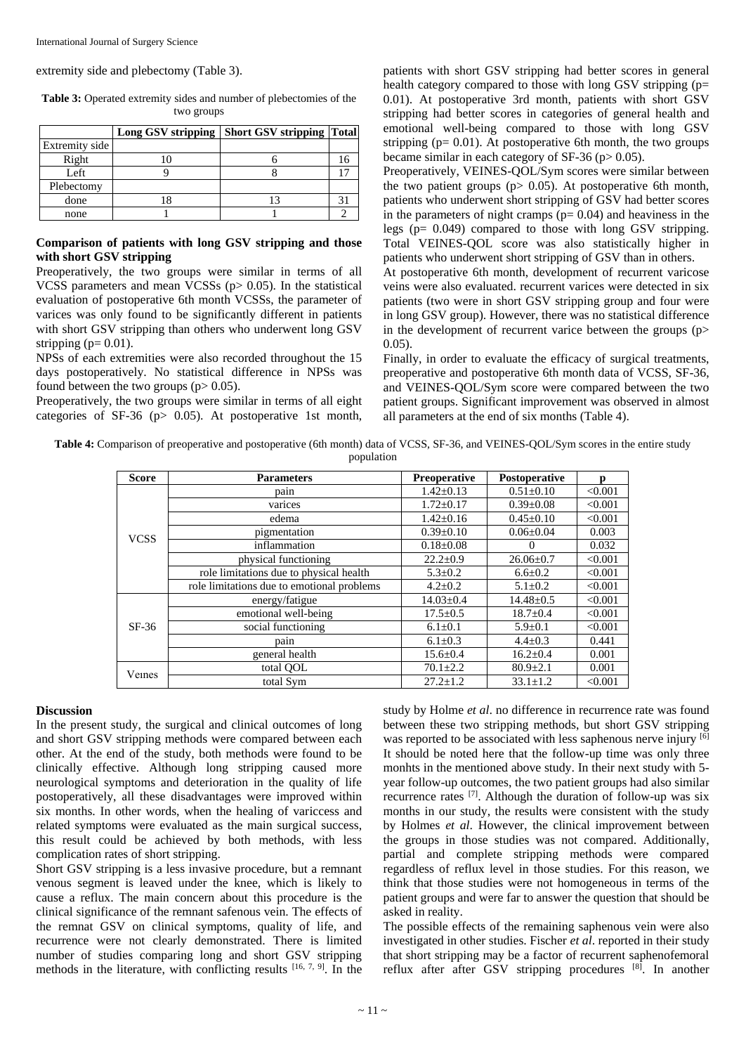extremity side and plebectomy (Table 3).

**Table 3:** Operated extremity sides and number of plebectomies of the two groups

| | Long GSV stripping | Short GSV stripping | Total |
|---|---|---|---|
| Extremity side | | | |
| Right | 10 | 6 | 16 |
| Left | 9 | 8 | 17 |
| Plebectomy | | | |
| done | 18 | 13 | 31 |
| none | 1 | 1 | 2 |

**Comparison of patients with long GSV stripping and those with short GSV stripping**

Preoperatively, the two groups were similar in terms of all VCSS parameters and mean VCSSs ($p > 0.05$). In the statistical evaluation of postoperative 6th month VCSSs, the parameter of varices was only found to be significantly different in patients with short GSV stripping than others who underwent long GSV stripping ($p = 0.01$).

NPSs of each extremities were also recorded throughout the 15 days postoperatively. No statistical difference in NPSs was found between the two groups ($p > 0.05$).

Preoperatively, the two groups were similar in terms of all eight categories of SF-36 ($p > 0.05$). At postoperative 1st month, patients with short GSV stripping had better scores in general health category compared to those with long GSV stripping ($p = 0.01$). At postoperative 3rd month, patients with short GSV stripping had better scores in categories of general health and emotional well-being compared to those with long GSV stripping ($p = 0.01$). At postoperative 6th month, the two groups became similar in each category of SF-36 ($p > 0.05$).

Preoperatively, VEINES-QOL/Sym scores were similar between the two patient groups ($p > 0.05$). At postoperative 6th month, patients who underwent short stripping of GSV had better scores in the parameters of night cramps ($p = 0.04$) and heaviness in the legs ($p = 0.049$) compared to those with long GSV stripping. Total VEINES-QOL score was also statistically higher in patients who underwent short stripping of GSV than in others.

At postoperative 6th month, development of recurrent varicose veins were also evaluated. recurrent varices were detected in six patients (two were in short GSV stripping group and four were in long GSV group). However, there was no statistical difference in the development of recurrent varice between the groups ($p > 0.05$).

Finally, in order to evaluate the efficacy of surgical treatments, preoperative and postoperative 6th month data of VCSS, SF-36, and VEINES-QOL/Sym score were compared between the two patient groups. Significant improvement was observed in almost all parameters at the end of six months (Table 4).

**Table 4:** Comparison of preoperative and postoperative (6th month) data of VCSS, SF-36, and VEINES-QOL/Sym scores in the entire study population

| Score | Parameters | Preoperative | Postoperative | p |
|---|---|---|---|---|
| VCSS | pain | 1.42±0.13 | 0.51±0.10 | <0.001 |
| | varices | 1.72±0.17 | 0.39±0.08 | <0.001 |
| | edema | 1.42±0.16 | 0.45±0.10 | <0.001 |
| | pigmentation | 0.39±0.10 | 0.06±0.04 | 0.003 |
| | inflammation | 0.18±0.08 | 0 | 0.032 |
| SF-36 | physical functioning | 22.2±0.9 | 26.06±0.7 | <0.001 |
| | role limitations due to physical health | 5.3±0.2 | 6.6±0.2 | <0.001 |
| | role limitations due to emotional problems | 4.2±0.2 | 5.1±0.2 | <0.001 |
| | energy/fatigue | 14.03±0.4 | 14.48±0.5 | <0.001 |
| | emotional well-being | 17.5±0.5 | 18.7±0.4 | <0.001 |
| | social functioning | 6.1±0.1 | 5.9±0.1 | <0.001 |
| | pain | 6.1±0.3 | 4.4±0.3 | 0.441 |
| | general health | 15.6±0.4 | 16.2±0.4 | 0.001 |
| Veınes | total QOL | 70.1±2.2 | 80.9±2.1 | 0.001 |
| | total Sym | 27.2±1.2 | 33.1±1.2 | <0.001 |

## Discussion

In the present study, the surgical and clinical outcomes of long and short GSV stripping methods were compared between each other. At the end of the study, both methods were found to be clinically effective. Although long stripping caused more neurological symptoms and deterioration in the quality of life postoperatively, all these disadvantages were improved within six months. In other words, when the healing of variccess and related symptoms were evaluated as the main surgical success, this result could be achieved by both methods, with less complication rates of short stripping.

Short GSV stripping is a less invasive procedure, but a remnant venous segment is leaved under the knee, which is likely to cause a reflux. The main concern about this procedure is the clinical significance of the remnant safenous vein. The effects of the remnat GSV on clinical symptoms, quality of life, and recurrence were not clearly demonstrated. There is limited number of studies comparing long and short GSV stripping methods in the literature, with conflicting results [16, 7, 9]. In the study by Holme *et al*. no difference in recurrence rate was found between these two stripping methods, but short GSV stripping was reported to be associated with less saphenous nerve injury [6] It should be noted here that the follow-up time was only three monhts in the mentioned above study. In their next study with 5-year follow-up outcomes, the two patient groups had also similar recurrence rates [7]. Although the duration of follow-up was six months in our study, the results were consistent with the study by Holmes *et al*. However, the clinical improvement between the groups in those studies was not compared. Additionally, partial and complete stripping methods were compared regardless of reflux level in those studies. For this reason, we think that those studies were not homogeneous in terms of the patient groups and were far to answer the question that should be asked in reality.

The possible effects of the remaining saphenous vein were also investigated in other studies. Fischer *et al*. reported in their study that short stripping may be a factor of recurrent saphenofemoral reflux after after GSV stripping procedures [8]. In another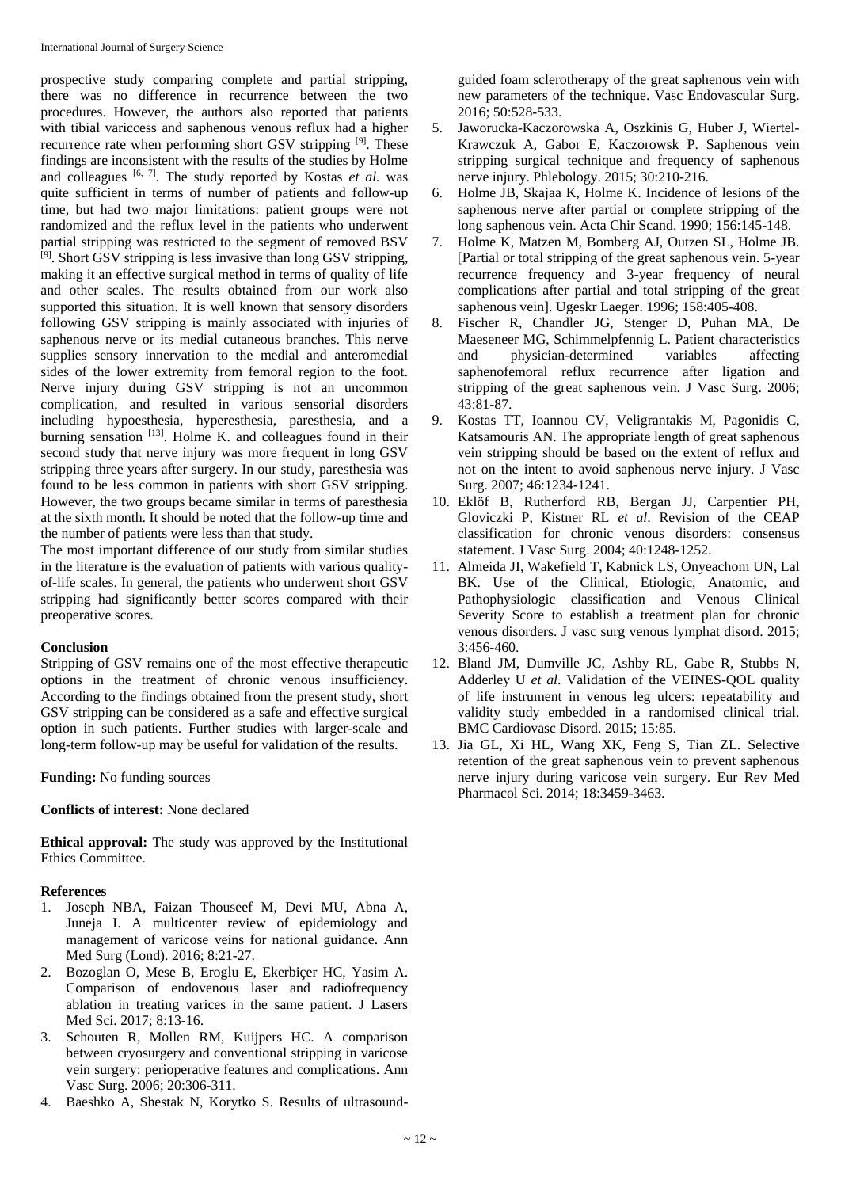prospective study comparing complete and partial stripping, there was no difference in recurrence between the two procedures. However, the authors also reported that patients with tibial variccess and saphenous venous reflux had a higher recurrence rate when performing short GSV stripping [9]. These findings are inconsistent with the results of the studies by Holme and colleagues [6, 7]. The study reported by Kostas *et al.* was quite sufficient in terms of number of patients and follow-up time, but had two major limitations: patient groups were not randomized and the reflux level in the patients who underwent partial stripping was restricted to the segment of removed BSV [9]. Short GSV stripping is less invasive than long GSV stripping, making it an effective surgical method in terms of quality of life and other scales. The results obtained from our work also supported this situation. It is well known that sensory disorders following GSV stripping is mainly associated with injuries of saphenous nerve or its medial cutaneous branches. This nerve supplies sensory innervation to the medial and anteromedial sides of the lower extremity from femoral region to the foot. Nerve injury during GSV stripping is not an uncommon complication, and resulted in various sensorial disorders including hypoesthesia, hyperesthesia, paresthesia, and a burning sensation [13]. Holme K. and colleagues found in their second study that nerve injury was more frequent in long GSV stripping three years after surgery. In our study, paresthesia was found to be less common in patients with short GSV stripping. However, the two groups became similar in terms of paresthesia at the sixth month. It should be noted that the follow-up time and the number of patients were less than that study.

The most important difference of our study from similar studies in the literature is the evaluation of patients with various quality-of-life scales. In general, the patients who underwent short GSV stripping had significantly better scores compared with their preoperative scores.

## Conclusion

Stripping of GSV remains one of the most effective therapeutic options in the treatment of chronic venous insufficiency. According to the findings obtained from the present study, short GSV stripping can be considered as a safe and effective surgical option in such patients. Further studies with larger-scale and long-term follow-up may be useful for validation of the results.

**Funding:** No funding sources

**Conflicts of interest:** None declared

**Ethical approval:** The study was approved by the Institutional Ethics Committee.

## References

1. Joseph NBA, Faizan Thouseef M, Devi MU, Abna A, Juneja I. A multicenter review of epidemiology and management of varicose veins for national guidance. Ann Med Surg (Lond). 2016; 8:21-27.
2. Bozoglan O, Mese B, Eroglu E, Ekerbiçer HC, Yasim A. Comparison of endovenous laser and radiofrequency ablation in treating varices in the same patient. J Lasers Med Sci. 2017; 8:13-16.
3. Schouten R, Mollen RM, Kuijpers HC. A comparison between cryosurgery and conventional stripping in varicose vein surgery: perioperative features and complications. Ann Vasc Surg. 2006; 20:306-311.
4. Baeshko A, Shestak N, Korytko S. Results of ultrasound-guided foam sclerotherapy of the great saphenous vein with new parameters of the technique. Vasc Endovascular Surg. 2016; 50:528-533.
5. Jaworucka-Kaczorowska A, Oszkinis G, Huber J, Wiertel-Krawczuk A, Gabor E, Kaczorowsk P. Saphenous vein stripping surgical technique and frequency of saphenous nerve injury. Phlebology. 2015; 30:210-216.
6. Holme JB, Skajaa K, Holme K. Incidence of lesions of the saphenous nerve after partial or complete stripping of the long saphenous vein. Acta Chir Scand. 1990; 156:145-148.
7. Holme K, Matzen M, Bomberg AJ, Outzen SL, Holme JB. [Partial or total stripping of the great saphenous vein. 5-year recurrence frequency and 3-year frequency of neural complications after partial and total stripping of the great saphenous vein]. Ugeskr Laeger. 1996; 158:405-408.
8. Fischer R, Chandler JG, Stenger D, Puhan MA, De Maeseneer MG, Schimmelpfennig L. Patient characteristics and physician-determined variables affecting saphenofemoral reflux recurrence after ligation and stripping of the great saphenous vein. J Vasc Surg. 2006; 43:81-87.
9. Kostas TT, Ioannou CV, Veligrantakis M, Pagonidis C, Katsamouris AN. The appropriate length of great saphenous vein stripping should be based on the extent of reflux and not on the intent to avoid saphenous nerve injury. J Vasc Surg. 2007; 46:1234-1241.
10. Eklöf B, Rutherford RB, Bergan JJ, Carpentier PH, Gloviczki P, Kistner RL *et al*. Revision of the CEAP classification for chronic venous disorders: consensus statement. J Vasc Surg. 2004; 40:1248-1252.
11. Almeida JI, Wakefield T, Kabnick LS, Onyeachom UN, Lal BK. Use of the Clinical, Etiologic, Anatomic, and Pathophysiologic classification and Venous Clinical Severity Score to establish a treatment plan for chronic venous disorders. J vasc surg venous lymphat disord. 2015; 3:456-460.
12. Bland JM, Dumville JC, Ashby RL, Gabe R, Stubbs N, Adderley U *et al*. Validation of the VEINES-QOL quality of life instrument in venous leg ulcers: repeatability and validity study embedded in a randomised clinical trial. BMC Cardiovasc Disord. 2015; 15:85.
13. Jia GL, Xi HL, Wang XK, Feng S, Tian ZL. Selective retention of the great saphenous vein to prevent saphenous nerve injury during varicose vein surgery. Eur Rev Med Pharmacol Sci. 2014; 18:3459-3463.